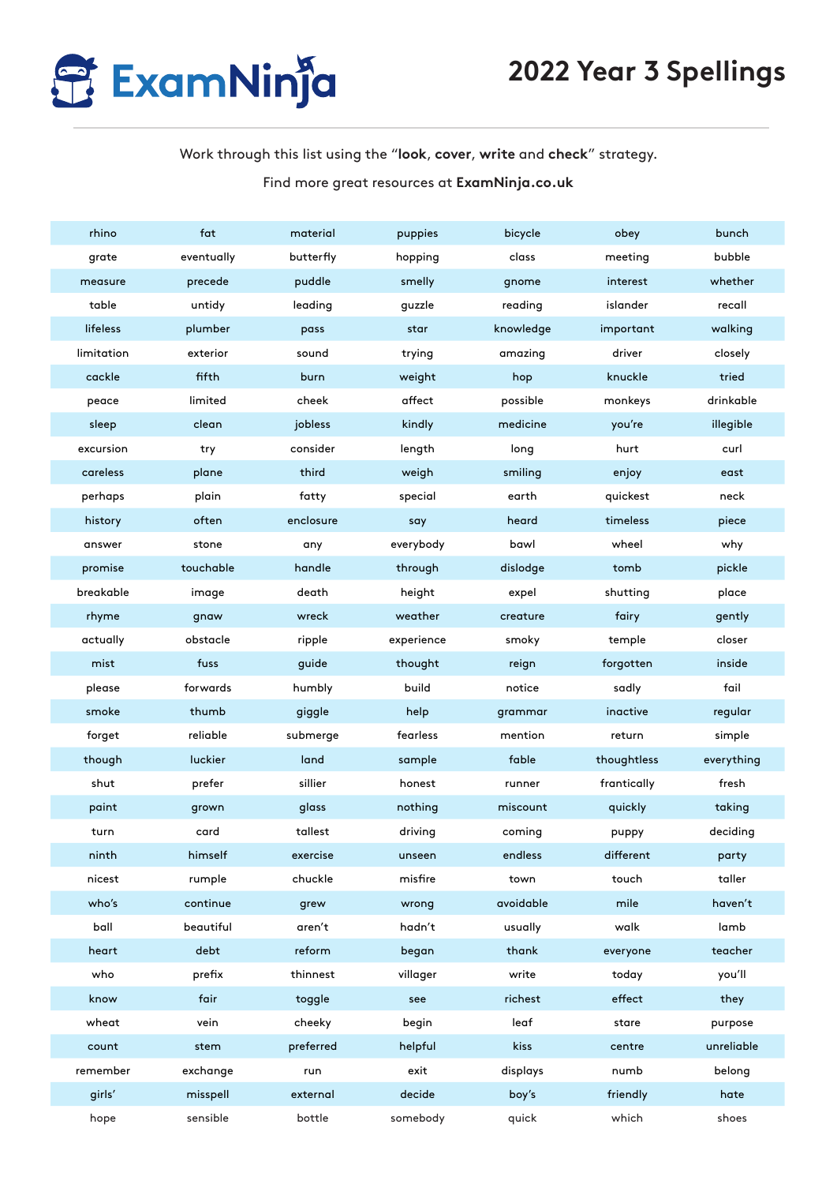# ExamNinja

# 2022 Year 3 Spellings

Work through this list using the "**look**, **cover**, **write** and **check**" strategy.

Find more great resources at **ExamNinja.co.uk**

| | | | | | | |
|---|---|---|---|---|---|---|
| rhino | fat | material | puppies | bicycle | obey | bunch |
| grate | eventually | butterfly | hopping | class | meeting | bubble |
| measure | precede | puddle | smelly | gnome | interest | whether |
| table | untidy | leading | guzzle | reading | islander | recall |
| lifeless | plumber | pass | star | knowledge | important | walking |
| limitation | exterior | sound | trying | amazing | driver | closely |
| cackle | fifth | burn | weight | hop | knuckle | tried |
| peace | limited | cheek | affect | possible | monkeys | drinkable |
| sleep | clean | jobless | kindly | medicine | you're | illegible |
| excursion | try | consider | length | long | hurt | curl |
| careless | plane | third | weigh | smiling | enjoy | east |
| perhaps | plain | fatty | special | earth | quickest | neck |
| history | often | enclosure | say | heard | timeless | piece |
| answer | stone | any | everybody | bawl | wheel | why |
| promise | touchable | handle | through | dislodge | tomb | pickle |
| breakable | image | death | height | expel | shutting | place |
| rhyme | gnaw | wreck | weather | creature | fairy | gently |
| actually | obstacle | ripple | experience | smoky | temple | closer |
| mist | fuss | guide | thought | reign | forgotten | inside |
| please | forwards | humbly | build | notice | sadly | fail |
| smoke | thumb | giggle | help | grammar | inactive | regular |
| forget | reliable | submerge | fearless | mention | return | simple |
| though | luckier | land | sample | fable | thoughtless | everything |
| shut | prefer | sillier | honest | runner | frantically | fresh |
| paint | grown | glass | nothing | miscount | quickly | taking |
| turn | card | tallest | driving | coming | puppy | deciding |
| ninth | himself | exercise | unseen | endless | different | party |
| nicest | rumple | chuckle | misfire | town | touch | taller |
| who's | continue | grew | wrong | avoidable | mile | haven't |
| ball | beautiful | aren't | hadn't | usually | walk | lamb |
| heart | debt | reform | began | thank | everyone | teacher |
| who | prefix | thinnest | villager | write | today | you'll |
| know | fair | toggle | see | richest | effect | they |
| wheat | vein | cheeky | begin | leaf | stare | purpose |
| count | stem | preferred | helpful | kiss | centre | unreliable |
| remember | exchange | run | exit | displays | numb | belong |
| girls' | misspell | external | decide | boy's | friendly | hate |
| hope | sensible | bottle | somebody | quick | which | shoes |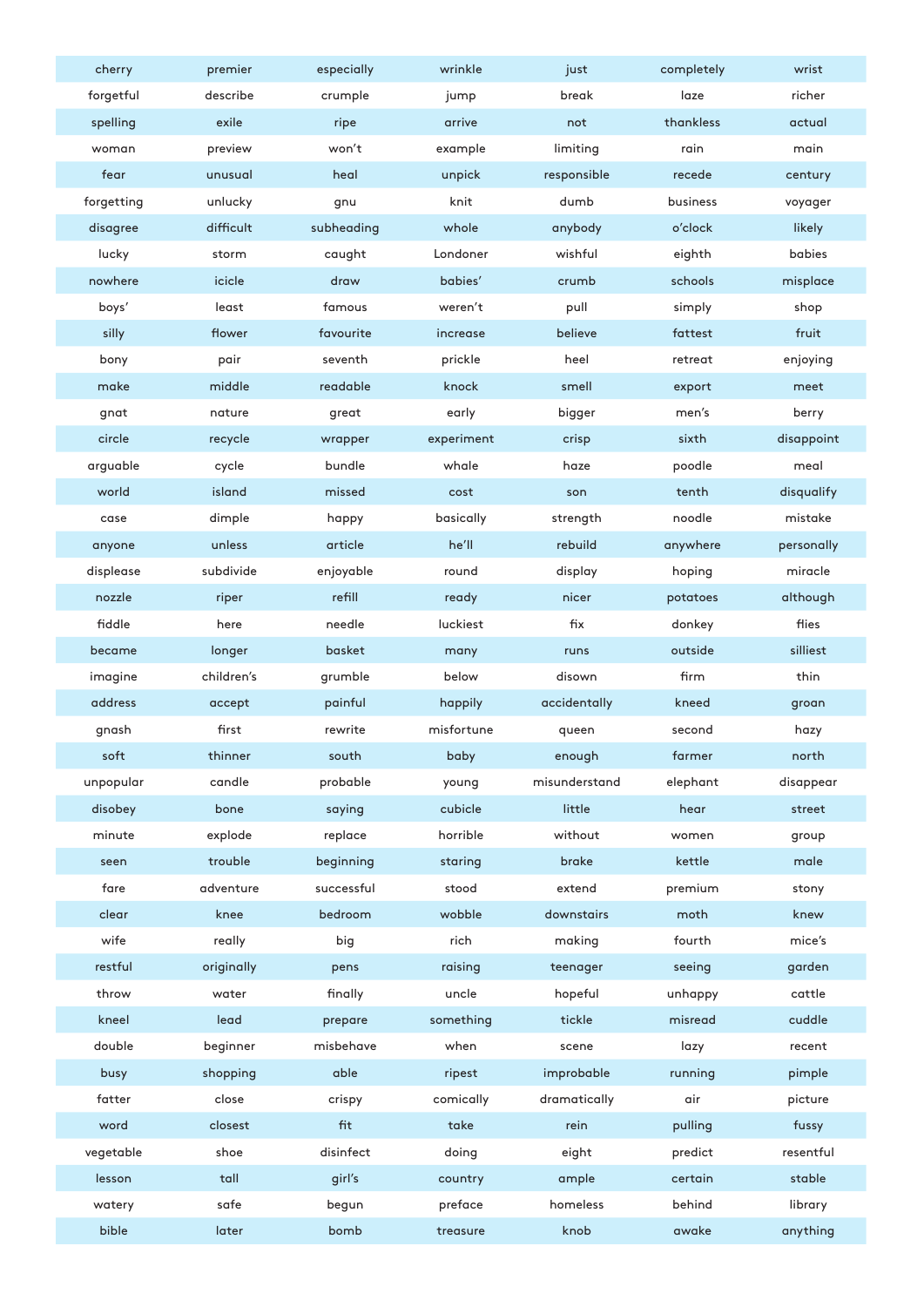| cherry | premier | especially | wrinkle | just | completely | wrist |
|---|---|---|---|---|---|---|
| forgetful | describe | crumple | jump | break | laze | richer |
| spelling | exile | ripe | arrive | not | thankless | actual |
| woman | preview | won't | example | limiting | rain | main |
| fear | unusual | heal | unpick | responsible | recede | century |
| forgetting | unlucky | gnu | knit | dumb | business | voyager |
| disagree | difficult | subheading | whole | anybody | o'clock | likely |
| lucky | storm | caught | Londoner | wishful | eighth | babies |
| nowhere | icicle | draw | babies' | crumb | schools | misplace |
| boys' | least | famous | weren't | pull | simply | shop |
| silly | flower | favourite | increase | believe | fattest | fruit |
| bony | pair | seventh | prickle | heel | retreat | enjoying |
| make | middle | readable | knock | smell | export | meet |
| gnat | nature | great | early | bigger | men's | berry |
| circle | recycle | wrapper | experiment | crisp | sixth | disappoint |
| arguable | cycle | bundle | whale | haze | poodle | meal |
| world | island | missed | cost | son | tenth | disqualify |
| case | dimple | happy | basically | strength | noodle | mistake |
| anyone | unless | article | he'll | rebuild | anywhere | personally |
| displease | subdivide | enjoyable | round | display | hoping | miracle |
| nozzle | riper | refill | ready | nicer | potatoes | although |
| fiddle | here | needle | luckiest | fix | donkey | flies |
| became | longer | basket | many | runs | outside | silliest |
| imagine | children's | grumble | below | disown | firm | thin |
| address | accept | painful | happily | accidentally | kneed | groan |
| gnash | first | rewrite | misfortune | queen | second | hazy |
| soft | thinner | south | baby | enough | farmer | north |
| unpopular | candle | probable | young | misunderstand | elephant | disappear |
| disobey | bone | saying | cubicle | little | hear | street |
| minute | explode | replace | horrible | without | women | group |
| seen | trouble | beginning | staring | brake | kettle | male |
| fare | adventure | successful | stood | extend | premium | stony |
| clear | knee | bedroom | wobble | downstairs | moth | knew |
| wife | really | big | rich | making | fourth | mice's |
| restful | originally | pens | raising | teenager | seeing | garden |
| throw | water | finally | uncle | hopeful | unhappy | cattle |
| kneel | lead | prepare | something | tickle | misread | cuddle |
| double | beginner | misbehave | when | scene | lazy | recent |
| busy | shopping | able | ripest | improbable | running | pimple |
| fatter | close | crispy | comically | dramatically | air | picture |
| word | closest | fit | take | rein | pulling | fussy |
| vegetable | shoe | disinfect | doing | eight | predict | resentful |
| lesson | tall | girl's | country | ample | certain | stable |
| watery | safe | begun | preface | homeless | behind | library |
| bible | later | bomb | treasure | knob | awake | anything |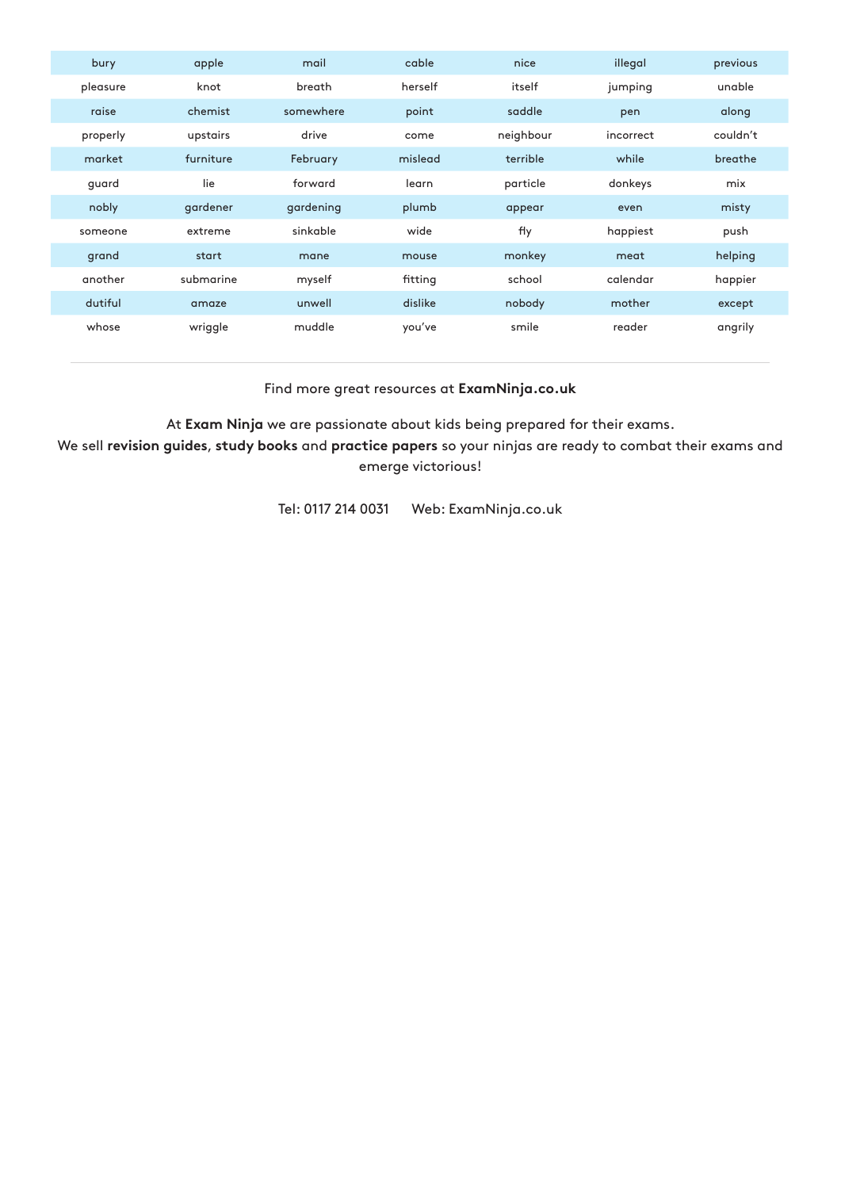| | | | | | | |
|---|---|---|---|---|---|---|
| bury | apple | mail | cable | nice | illegal | previous |
| pleasure | knot | breath | herself | itself | jumping | unable |
| raise | chemist | somewhere | point | saddle | pen | along |
| properly | upstairs | drive | come | neighbour | incorrect | couldn't |
| market | furniture | February | mislead | terrible | while | breathe |
| guard | lie | forward | learn | particle | donkeys | mix |
| nobly | gardener | gardening | plumb | appear | even | misty |
| someone | extreme | sinkable | wide | fly | happiest | push |
| grand | start | mane | mouse | monkey | meat | helping |
| another | submarine | myself | fitting | school | calendar | happier |
| dutiful | amaze | unwell | dislike | nobody | mother | except |
| whose | wriggle | muddle | you've | smile | reader | angrily |

---

Find more great resources at **ExamNinja.co.uk**

At **Exam Ninja** we are passionate about kids being prepared for their exams.
We sell **revision guides**, **study books** and **practice papers** so your ninjas are ready to combat their exams and emerge victorious!

Tel: 0117 214 0031 Web: ExamNinja.co.uk